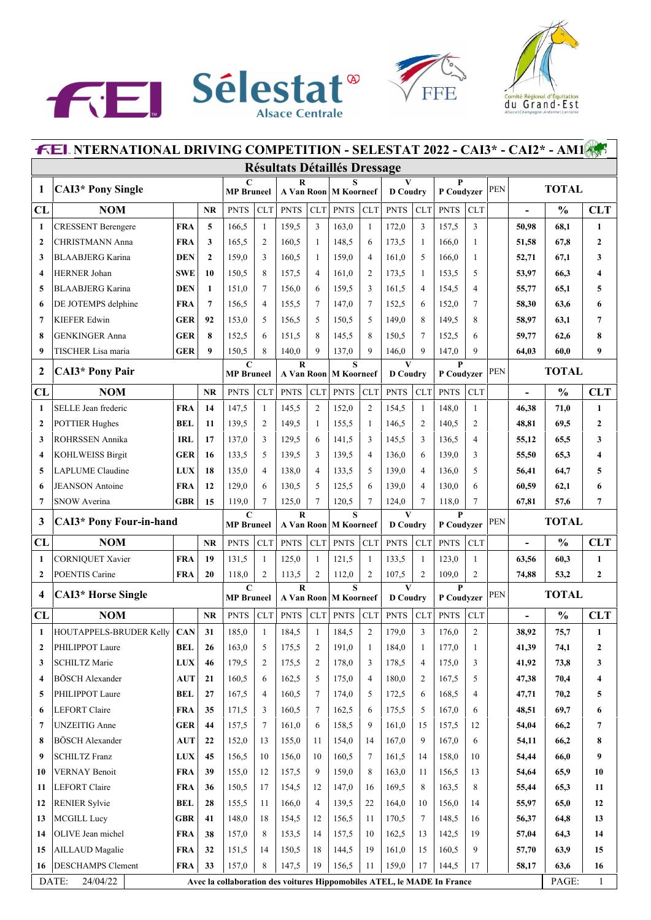# FEI INTERNATIONAL DRIVING COMPETITION - SELESTAT 2022 - CAI3* - CAI2* - AM1

## Résultats Détaillés Dressage

| CL | NOM | | NR | C MP Bruneel PNTS | CLT | R A Van Roon PNTS | CLT | S M Koorneef PNTS | CLT | V D Coudry PNTS | CLT | P P Coudyzer PNTS | CLT | PEN | - | % | CLT |
|---|---|---|---|---|---|---|---|---|---|---|---|---|---|---|---|---|---|
| **1** | **CAI3* Pony Single** | | | | | | | | | | | | | | | | |
| 1 | CRESSENT Berengere | FRA | 5 | 166,5 | 1 | 159,5 | 3 | 163,0 | 1 | 172,0 | 3 | 157,5 | 3 | | 50,98 | 68,1 | 1 |
| 2 | CHRISTMANN Anna | FRA | 3 | 165,5 | 2 | 160,5 | 1 | 148,5 | 6 | 173,5 | 1 | 166,0 | 1 | | 51,58 | 67,8 | 2 |
| 3 | BLAABJERG Karina | DEN | 2 | 159,0 | 3 | 160,5 | 1 | 159,0 | 4 | 161,0 | 5 | 166,0 | 1 | | 52,71 | 67,1 | 3 |
| 4 | HERNER Johan | SWE | 10 | 150,5 | 8 | 157,5 | 4 | 161,0 | 2 | 173,5 | 1 | 153,5 | 5 | | 53,97 | 66,3 | 4 |
| 5 | BLAABJERG Karina | DEN | 1 | 151,0 | 7 | 156,0 | 6 | 159,5 | 3 | 161,5 | 4 | 154,5 | 4 | | 55,77 | 65,1 | 5 |
| 6 | DE JOTEMPS delphine | FRA | 7 | 156,5 | 4 | 155,5 | 7 | 147,0 | 7 | 152,5 | 6 | 152,0 | 7 | | 58,30 | 63,6 | 6 |
| 7 | KIEFER Edwin | GER | 92 | 153,0 | 5 | 156,5 | 5 | 150,5 | 5 | 149,0 | 8 | 149,5 | 8 | | 58,97 | 63,1 | 7 |
| 8 | GENKINGER Anna | GER | 8 | 152,5 | 6 | 151,5 | 8 | 145,5 | 8 | 150,5 | 7 | 152,5 | 6 | | 59,77 | 62,6 | 8 |
| 9 | TISCHER Lisa maria | GER | 9 | 150,5 | 8 | 140,0 | 9 | 137,0 | 9 | 146,0 | 9 | 147,0 | 9 | | 64,03 | 60,0 | 9 |
| **2** | **CAI3* Pony Pair** | | | | | | | | | | | | | | | | |
| 1 | SELLE Jean frederic | FRA | 14 | 147,5 | 1 | 145,5 | 2 | 152,0 | 2 | 154,5 | 1 | 148,0 | 1 | | 46,38 | 71,0 | 1 |
| 2 | POTTIER Hughes | BEL | 11 | 139,5 | 2 | 149,5 | 1 | 155,5 | 1 | 146,5 | 2 | 140,5 | 2 | | 48,81 | 69,5 | 2 |
| 3 | ROHRSSEN Annika | IRL | 17 | 137,0 | 3 | 129,5 | 6 | 141,5 | 3 | 145,5 | 3 | 136,5 | 4 | | 55,12 | 65,5 | 3 |
| 4 | KOHLWEISS Birgit | GER | 16 | 133,5 | 5 | 139,5 | 3 | 139,5 | 4 | 136,0 | 6 | 139,0 | 3 | | 55,50 | 65,3 | 4 |
| 5 | LAPLUME Claudine | LUX | 18 | 135,0 | 4 | 138,0 | 4 | 133,5 | 5 | 139,0 | 4 | 136,0 | 5 | | 56,41 | 64,7 | 5 |
| 6 | JEANSON Antoine | FRA | 12 | 129,0 | 6 | 130,5 | 5 | 125,5 | 6 | 139,0 | 4 | 130,0 | 6 | | 60,59 | 62,1 | 6 |
| 7 | SNOW Averina | GBR | 15 | 119,0 | 7 | 125,0 | 7 | 120,5 | 7 | 124,0 | 7 | 118,0 | 7 | | 67,81 | 57,6 | 7 |
| **3** | **CAI3* Pony Four-in-hand** | | | | | | | | | | | | | | | | |
| 1 | CORNIQUET Xavier | FRA | 19 | 131,5 | 1 | 125,0 | 1 | 121,5 | 1 | 133,5 | 1 | 123,0 | 1 | | 63,56 | 60,3 | 1 |
| 2 | POENTIS Carine | FRA | 20 | 118,0 | 2 | 113,5 | 2 | 112,0 | 2 | 107,5 | 2 | 109,0 | 2 | | 74,88 | 53,2 | 2 |
| **4** | **CAI3* Horse Single** | | | | | | | | | | | | | | | | |
| 1 | HOUTAPPELS-BRUDER Kelly | CAN | 31 | 185,0 | 1 | 184,5 | 1 | 184,5 | 2 | 179,0 | 3 | 176,0 | 2 | | 38,92 | 75,7 | 1 |
| 2 | PHILIPPOT Laure | BEL | 26 | 163,0 | 5 | 175,5 | 2 | 191,0 | 1 | 184,0 | 1 | 177,0 | 1 | | 41,39 | 74,1 | 2 |
| 3 | SCHILTZ Marie | LUX | 46 | 179,5 | 2 | 175,5 | 2 | 178,0 | 3 | 178,5 | 4 | 175,0 | 3 | | 41,92 | 73,8 | 3 |
| 4 | BÖSCH Alexander | AUT | 21 | 160,5 | 6 | 162,5 | 5 | 175,0 | 4 | 180,0 | 2 | 167,5 | 5 | | 47,38 | 70,4 | 4 |
| 5 | PHILIPPOT Laure | BEL | 27 | 167,5 | 4 | 160,5 | 7 | 174,0 | 5 | 172,5 | 6 | 168,5 | 4 | | 47,71 | 70,2 | 5 |
| 6 | LEFORT Claire | FRA | 35 | 171,5 | 3 | 160,5 | 7 | 162,5 | 6 | 175,5 | 5 | 167,0 | 6 | | 48,51 | 69,7 | 6 |
| 7 | UNZEITIG Anne | GER | 44 | 157,5 | 7 | 161,0 | 6 | 158,5 | 9 | 161,0 | 15 | 157,5 | 12 | | 54,04 | 66,2 | 7 |
| 8 | BÖSCH Alexander | AUT | 22 | 152,0 | 13 | 155,0 | 11 | 154,0 | 14 | 167,0 | 9 | 167,0 | 6 | | 54,11 | 66,2 | 8 |
| 9 | SCHILTZ Franz | LUX | 45 | 156,5 | 10 | 156,0 | 10 | 160,5 | 7 | 161,5 | 14 | 158,0 | 10 | | 54,44 | 66,0 | 9 |
| 10 | VERNAY Benoit | FRA | 39 | 155,0 | 12 | 157,5 | 9 | 159,0 | 8 | 163,0 | 11 | 156,5 | 13 | | 54,64 | 65,9 | 10 |
| 11 | LEFORT Claire | FRA | 36 | 150,5 | 17 | 154,5 | 12 | 147,0 | 16 | 169,5 | 8 | 163,5 | 8 | | 55,44 | 65,3 | 11 |
| 12 | RENIER Sylvie | BEL | 28 | 155,5 | 11 | 166,0 | 4 | 139,5 | 22 | 164,0 | 10 | 156,0 | 14 | | 55,97 | 65,0 | 12 |
| 13 | MCGILL Lucy | GBR | 41 | 148,0 | 18 | 154,5 | 12 | 156,5 | 11 | 170,5 | 7 | 148,5 | 16 | | 56,37 | 64,8 | 13 |
| 14 | OLIVE Jean michel | FRA | 38 | 157,0 | 8 | 153,5 | 14 | 157,5 | 10 | 162,5 | 13 | 142,5 | 19 | | 57,04 | 64,3 | 14 |
| 15 | AILLAUD Magalie | FRA | 32 | 151,5 | 14 | 150,5 | 18 | 144,5 | 19 | 161,0 | 15 | 160,5 | 9 | | 57,70 | 63,9 | 15 |
| 16 | DESCHAMPS Clement | FRA | 33 | 157,0 | 8 | 147,5 | 19 | 156,5 | 11 | 159,0 | 17 | 144,5 | 17 | | 58,17 | 63,6 | 16 |

DATE: 24/04/22

Avec la collaboration des voitures Hippomobiles ATEL, le MADE In France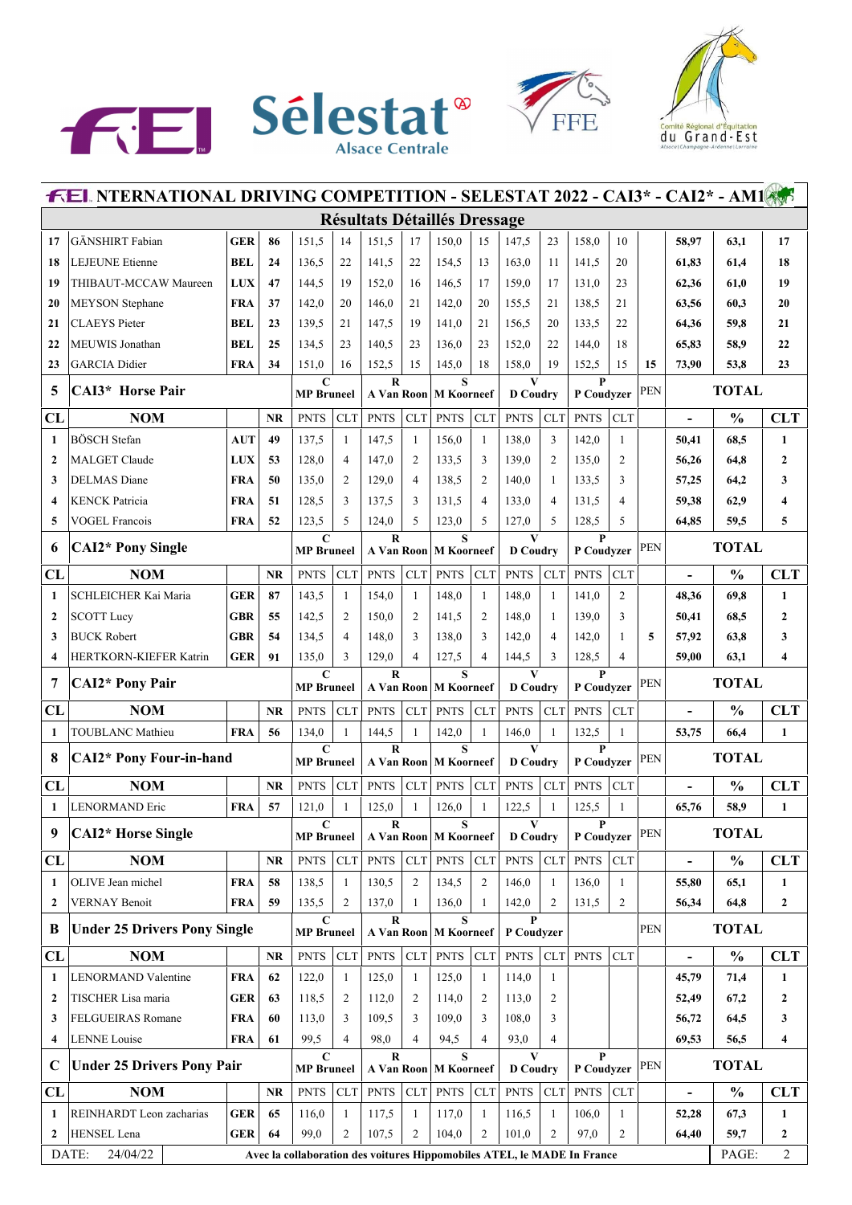## FEI INTERNATIONAL DRIVING COMPETITION - SELESTAT 2022 - CAI3* - CAI2* - AM1

### Résultats Détaillés Dressage

| | | | | | | | | | | | | | | PEN | | | |
|---|---|---|---|---|---|---|---|---|---|---|---|---|---|---|---|---|---|
| 17 | GÄNSHIRT Fabian | GER | 86 | 151,5 | 14 | 151,5 | 17 | 150,0 | 15 | 147,5 | 23 | 158,0 | 10 | | 58,97 | 63,1 | 17 |
| 18 | LEJEUNE Etienne | BEL | 24 | 136,5 | 22 | 141,5 | 22 | 154,5 | 13 | 163,0 | 11 | 141,5 | 20 | | 61,83 | 61,4 | 18 |
| 19 | THIBAUT-MCCAW Maureen | LUX | 47 | 144,5 | 19 | 152,0 | 16 | 146,5 | 17 | 159,0 | 17 | 131,0 | 23 | | 62,36 | 61,0 | 19 |
| 20 | MEYSON Stephane | FRA | 37 | 142,0 | 20 | 146,0 | 21 | 142,0 | 20 | 155,5 | 21 | 138,5 | 21 | | 63,56 | 60,3 | 20 |
| 21 | CLAEYS Pieter | BEL | 23 | 139,5 | 21 | 147,5 | 19 | 141,0 | 21 | 156,5 | 20 | 133,5 | 22 | | 64,36 | 59,8 | 21 |
| 22 | MEUWIS Jonathan | BEL | 25 | 134,5 | 23 | 140,5 | 23 | 136,0 | 23 | 152,0 | 22 | 144,0 | 18 | | 65,83 | 58,9 | 22 |
| 23 | GARCIA Didier | FRA | 34 | 151,0 | 16 | 152,5 | 15 | 145,0 | 18 | 158,0 | 19 | 152,5 | 15 | 15 | 73,90 | 53,8 | 23 |

| 5 | CAI3* Horse Pair | | | C MP Bruneel | | R A Van Roon | | S M Koorneef | | V D Coudry | | P P Coudyzer | | PEN | TOTAL | | |
|---|---|---|---|---|---|---|---|---|---|---|---|---|---|---|---|---|---|
| CL | NOM | | NR | PNTS | CLT | PNTS | CLT | PNTS | CLT | PNTS | CLT | PNTS | CLT | | - | % | CLT |
| 1 | BÖSCH Stefan | AUT | 49 | 137,5 | 1 | 147,5 | 1 | 156,0 | 1 | 138,0 | 3 | 142,0 | 1 | | 50,41 | 68,5 | 1 |
| 2 | MALGET Claude | LUX | 53 | 128,0 | 4 | 147,0 | 2 | 133,5 | 3 | 139,0 | 2 | 135,0 | 2 | | 56,26 | 64,8 | 2 |
| 3 | DELMAS Diane | FRA | 50 | 135,0 | 2 | 129,0 | 4 | 138,5 | 2 | 140,0 | 1 | 133,5 | 3 | | 57,25 | 64,2 | 3 |
| 4 | KENCK Patricia | FRA | 51 | 128,5 | 3 | 137,5 | 3 | 131,5 | 4 | 133,0 | 4 | 131,5 | 4 | | 59,38 | 62,9 | 4 |
| 5 | VOGEL Francois | FRA | 52 | 123,5 | 5 | 124,0 | 5 | 123,0 | 5 | 127,0 | 5 | 128,5 | 5 | | 64,85 | 59,5 | 5 |

| 6 | CAI2* Pony Single | | | C MP Bruneel | | R A Van Roon | | S M Koorneef | | V D Coudry | | P P Coudyzer | | PEN | TOTAL | | |
|---|---|---|---|---|---|---|---|---|---|---|---|---|---|---|---|---|---|
| CL | NOM | | NR | PNTS | CLT | PNTS | CLT | PNTS | CLT | PNTS | CLT | PNTS | CLT | | - | % | CLT |
| 1 | SCHLEICHER Kai Maria | GER | 87 | 143,5 | 1 | 154,0 | 1 | 148,0 | 1 | 148,0 | 1 | 141,0 | 2 | | 48,36 | 69,8 | 1 |
| 2 | SCOTT Lucy | GBR | 55 | 142,5 | 2 | 150,0 | 2 | 141,5 | 2 | 148,0 | 1 | 139,0 | 3 | | 50,41 | 68,5 | 2 |
| 3 | BUCK Robert | GBR | 54 | 134,5 | 4 | 148,0 | 3 | 138,0 | 3 | 142,0 | 4 | 142,0 | 1 | 5 | 57,92 | 63,8 | 3 |
| 4 | HERTKORN-KIEFER Katrin | GER | 91 | 135,0 | 3 | 129,0 | 4 | 127,5 | 4 | 144,5 | 3 | 128,5 | 4 | | 59,00 | 63,1 | 4 |

| 7 | CAI2* Pony Pair | | | C MP Bruneel | | R A Van Roon | | S M Koorneef | | V D Coudry | | P P Coudyzer | | PEN | TOTAL | | |
|---|---|---|---|---|---|---|---|---|---|---|---|---|---|---|---|---|---|
| CL | NOM | | NR | PNTS | CLT | PNTS | CLT | PNTS | CLT | PNTS | CLT | PNTS | CLT | | - | % | CLT |
| 1 | TOUBLANC Mathieu | FRA | 56 | 134,0 | 1 | 144,5 | 1 | 142,0 | 1 | 146,0 | 1 | 132,5 | 1 | | 53,75 | 66,4 | 1 |

| 8 | CAI2* Pony Four-in-hand | | | C MP Bruneel | | R A Van Roon | | S M Koorneef | | V D Coudry | | P P Coudyzer | | PEN | TOTAL | | |
|---|---|---|---|---|---|---|---|---|---|---|---|---|---|---|---|---|---|
| CL | NOM | | NR | PNTS | CLT | PNTS | CLT | PNTS | CLT | PNTS | CLT | PNTS | CLT | | - | % | CLT |
| 1 | LENORMAND Eric | FRA | 57 | 121,0 | 1 | 125,0 | 1 | 126,0 | 1 | 122,5 | 1 | 125,5 | 1 | | 65,76 | 58,9 | 1 |

| 9 | CAI2* Horse Single | | | C MP Bruneel | | R A Van Roon | | S M Koorneef | | V D Coudry | | P P Coudyzer | | PEN | TOTAL | | |
|---|---|---|---|---|---|---|---|---|---|---|---|---|---|---|---|---|---|
| CL | NOM | | NR | PNTS | CLT | PNTS | CLT | PNTS | CLT | PNTS | CLT | PNTS | CLT | | - | % | CLT |
| 1 | OLIVE Jean michel | FRA | 58 | 138,5 | 1 | 130,5 | 2 | 134,5 | 2 | 146,0 | 1 | 136,0 | 1 | | 55,80 | 65,1 | 1 |
| 2 | VERNAY Benoit | FRA | 59 | 135,5 | 2 | 137,0 | 1 | 136,0 | 1 | 142,0 | 2 | 131,5 | 2 | | 56,34 | 64,8 | 2 |

| B | Under 25 Drivers Pony Single | | | C MP Bruneel | | R A Van Roon | | S M Koorneef | | P P Coudyzer | | | | PEN | TOTAL | | |
|---|---|---|---|---|---|---|---|---|---|---|---|---|---|---|---|---|---|
| CL | NOM | | NR | PNTS | CLT | PNTS | CLT | PNTS | CLT | PNTS | CLT | PNTS | CLT | | - | % | CLT |
| 1 | LENORMAND Valentine | FRA | 62 | 122,0 | 1 | 125,0 | 1 | 125,0 | 1 | 114,0 | 1 | | | | 45,79 | 71,4 | 1 |
| 2 | TISCHER Lisa maria | GER | 63 | 118,5 | 2 | 112,0 | 2 | 114,0 | 2 | 113,0 | 2 | | | | 52,49 | 67,2 | 2 |
| 3 | FELGUEIRAS Romane | FRA | 60 | 113,0 | 3 | 109,5 | 3 | 109,0 | 3 | 108,0 | 3 | | | | 56,72 | 64,5 | 3 |
| 4 | LENNE Louise | FRA | 61 | 99,5 | 4 | 98,0 | 4 | 94,5 | 4 | 93,0 | 4 | | | | 69,53 | 56,5 | 4 |

| C | Under 25 Drivers Pony Pair | | | C MP Bruneel | | R A Van Roon | | S M Koorneef | | V D Coudry | | P P Coudyzer | | PEN | TOTAL | | |
|---|---|---|---|---|---|---|---|---|---|---|---|---|---|---|---|---|---|
| CL | NOM | | NR | PNTS | CLT | PNTS | CLT | PNTS | CLT | PNTS | CLT | PNTS | CLT | | - | % | CLT |
| 1 | REINHARDT Leon zacharias | GER | 65 | 116,0 | 1 | 117,5 | 1 | 117,0 | 1 | 116,5 | 1 | 106,0 | 1 | | 52,28 | 67,3 | 1 |
| 2 | HENSEL Lena | GER | 64 | 99,0 | 2 | 107,5 | 2 | 104,0 | 2 | 101,0 | 2 | 97,0 | 2 | | 64,40 | 59,7 | 2 |

DATE: 24/04/22 — Avec la collaboration des voitures Hippomobiles ATEL, le MADE In France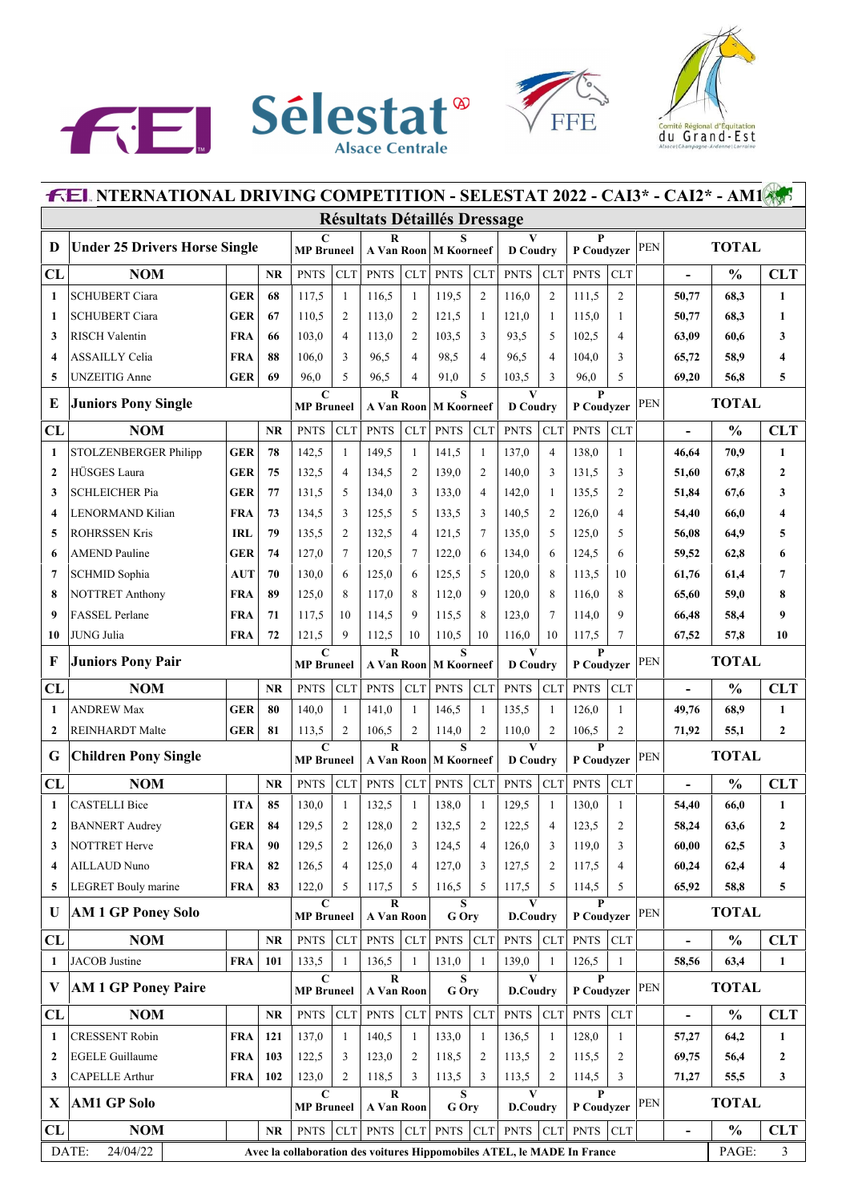# FEI NTERNATIONAL DRIVING COMPETITION - SELESTAT 2022 - CAI3* - CAI2* - AM1

## Résultats Détaillés Dressage

| D | Under 25 Drivers Horse Single | | | C MP Bruneel | | R A Van Roon | | S M Koorneef | | V D Coudry | | P P Coudyzer | | PEN | TOTAL | | |
|---|---|---|---|---|---|---|---|---|---|---|---|---|---|---|---|---|---|
| CL | NOM | | NR | PNTS | CLT | PNTS | CLT | PNTS | CLT | PNTS | CLT | PNTS | CLT | | - | % | CLT |
| 1 | SCHUBERT Ciara | GER | 68 | 117,5 | 1 | 116,5 | 1 | 119,5 | 2 | 116,0 | 2 | 111,5 | 2 | | 50,77 | 68,3 | 1 |
| 1 | SCHUBERT Ciara | GER | 67 | 110,5 | 2 | 113,0 | 2 | 121,5 | 1 | 121,0 | 1 | 115,0 | 1 | | 50,77 | 68,3 | 1 |
| 3 | RISCH Valentin | FRA | 66 | 103,0 | 4 | 113,0 | 2 | 103,5 | 3 | 93,5 | 5 | 102,5 | 4 | | 63,09 | 60,6 | 3 |
| 4 | ASSAILLY Celia | FRA | 88 | 106,0 | 3 | 96,5 | 4 | 98,5 | 4 | 96,5 | 4 | 104,0 | 3 | | 65,72 | 58,9 | 4 |
| 5 | UNZEITIG Anne | GER | 69 | 96,0 | 5 | 96,5 | 4 | 91,0 | 5 | 103,5 | 3 | 96,0 | 5 | | 69,20 | 56,8 | 5 |

| E | Juniors Pony Single | | | C MP Bruneel | | R A Van Roon | | S M Koorneef | | V D Coudry | | P P Coudyzer | | PEN | TOTAL | | |
|---|---|---|---|---|---|---|---|---|---|---|---|---|---|---|---|---|---|
| CL | NOM | | NR | PNTS | CLT | PNTS | CLT | PNTS | CLT | PNTS | CLT | PNTS | CLT | | - | % | CLT |
| 1 | STOLZENBERGER Philipp | GER | 78 | 142,5 | 1 | 149,5 | 1 | 141,5 | 1 | 137,0 | 4 | 138,0 | 1 | | 46,64 | 70,9 | 1 |
| 2 | HÜSGES Laura | GER | 75 | 132,5 | 4 | 134,5 | 2 | 139,0 | 2 | 140,0 | 3 | 131,5 | 3 | | 51,60 | 67,8 | 2 |
| 3 | SCHLEICHER Pia | GER | 77 | 131,5 | 5 | 134,0 | 3 | 133,0 | 4 | 142,0 | 1 | 135,5 | 2 | | 51,84 | 67,6 | 3 |
| 4 | LENORMAND Kilian | FRA | 73 | 134,5 | 3 | 125,5 | 5 | 133,5 | 3 | 140,5 | 2 | 126,0 | 4 | | 54,40 | 66,0 | 4 |
| 5 | ROHRSSEN Kris | IRL | 79 | 135,5 | 2 | 132,5 | 4 | 121,5 | 7 | 135,0 | 5 | 125,0 | 5 | | 56,08 | 64,9 | 5 |
| 6 | AMEND Pauline | GER | 74 | 127,0 | 7 | 120,5 | 7 | 122,0 | 6 | 134,0 | 6 | 124,5 | 6 | | 59,52 | 62,8 | 6 |
| 7 | SCHMID Sophia | AUT | 70 | 130,0 | 6 | 125,0 | 6 | 125,5 | 5 | 120,0 | 8 | 113,5 | 10 | | 61,76 | 61,4 | 7 |
| 8 | NOTTRET Anthony | FRA | 89 | 125,0 | 8 | 117,0 | 8 | 112,0 | 9 | 120,0 | 8 | 116,0 | 8 | | 65,60 | 59,0 | 8 |
| 9 | FASSEL Perlane | FRA | 71 | 117,5 | 10 | 114,5 | 9 | 115,5 | 8 | 123,0 | 7 | 114,0 | 9 | | 66,48 | 58,4 | 9 |
| 10 | JUNG Julia | FRA | 72 | 121,5 | 9 | 112,5 | 10 | 110,5 | 10 | 116,0 | 10 | 117,5 | 7 | | 67,52 | 57,8 | 10 |

| F | Juniors Pony Pair | | | C MP Bruneel | | R A Van Roon | | S M Koorneef | | V D Coudry | | P P Coudyzer | | PEN | TOTAL | | |
|---|---|---|---|---|---|---|---|---|---|---|---|---|---|---|---|---|---|
| CL | NOM | | NR | PNTS | CLT | PNTS | CLT | PNTS | CLT | PNTS | CLT | PNTS | CLT | | - | % | CLT |
| 1 | ANDREW Max | GER | 80 | 140,0 | 1 | 141,0 | 1 | 146,5 | 1 | 135,5 | 1 | 126,0 | 1 | | 49,76 | 68,9 | 1 |
| 2 | REINHARDT Malte | GER | 81 | 113,5 | 2 | 106,5 | 2 | 114,0 | 2 | 110,0 | 2 | 106,5 | 2 | | 71,92 | 55,1 | 2 |

| G | Children Pony Single | | | C MP Bruneel | | R A Van Roon | | S M Koorneef | | V D Coudry | | P P Coudyzer | | PEN | TOTAL | | |
|---|---|---|---|---|---|---|---|---|---|---|---|---|---|---|---|---|---|
| CL | NOM | | NR | PNTS | CLT | PNTS | CLT | PNTS | CLT | PNTS | CLT | PNTS | CLT | | - | % | CLT |
| 1 | CASTELLI Bice | ITA | 85 | 130,0 | 1 | 132,5 | 1 | 138,0 | 1 | 129,5 | 1 | 130,0 | 1 | | 54,40 | 66,0 | 1 |
| 2 | BANNERT Audrey | GER | 84 | 129,5 | 2 | 128,0 | 2 | 132,5 | 2 | 122,5 | 4 | 123,5 | 2 | | 58,24 | 63,6 | 2 |
| 3 | NOTTRET Herve | FRA | 90 | 129,5 | 2 | 126,0 | 3 | 124,5 | 4 | 126,0 | 3 | 119,0 | 3 | | 60,00 | 62,5 | 3 |
| 4 | AILLAUD Nuno | FRA | 82 | 126,5 | 4 | 125,0 | 4 | 127,0 | 3 | 127,5 | 2 | 117,5 | 4 | | 60,24 | 62,4 | 4 |
| 5 | LEGRET Bouly marine | FRA | 83 | 122,0 | 5 | 117,5 | 5 | 116,5 | 5 | 117,5 | 5 | 114,5 | 5 | | 65,92 | 58,8 | 5 |

| U | AM 1 GP Poney Solo | | | C MP Bruneel | | R A Van Roon | | S G Ory | | V D.Coudry | | P P Coudyzer | | PEN | TOTAL | | |
|---|---|---|---|---|---|---|---|---|---|---|---|---|---|---|---|---|---|
| CL | NOM | | NR | PNTS | CLT | PNTS | CLT | PNTS | CLT | PNTS | CLT | PNTS | CLT | | - | % | CLT |
| 1 | JACOB Justine | FRA | 101 | 133,5 | 1 | 136,5 | 1 | 131,0 | 1 | 139,0 | 1 | 126,5 | 1 | | 58,56 | 63,4 | 1 |

| V | AM 1 GP Poney Paire | | | C MP Bruneel | | R A Van Roon | | S G Ory | | V D.Coudry | | P P Coudyzer | | PEN | TOTAL | | |
|---|---|---|---|---|---|---|---|---|---|---|---|---|---|---|---|---|---|
| CL | NOM | | NR | PNTS | CLT | PNTS | CLT | PNTS | CLT | PNTS | CLT | PNTS | CLT | | - | % | CLT |
| 1 | CRESSENT Robin | FRA | 121 | 137,0 | 1 | 140,5 | 1 | 133,0 | 1 | 136,5 | 1 | 128,0 | 1 | | 57,27 | 64,2 | 1 |
| 2 | EGELE Guillaume | FRA | 103 | 122,5 | 3 | 123,0 | 2 | 118,5 | 2 | 113,5 | 2 | 115,5 | 2 | | 69,75 | 56,4 | 2 |
| 3 | CAPELLE Arthur | FRA | 102 | 123,0 | 2 | 118,5 | 3 | 113,5 | 3 | 113,5 | 2 | 114,5 | 3 | | 71,27 | 55,5 | 3 |

| X | AM1 GP Solo | | | C MP Bruneel | | R A Van Roon | | S G Ory | | V D.Coudry | | P P Coudyzer | | PEN | TOTAL | | |
|---|---|---|---|---|---|---|---|---|---|---|---|---|---|---|---|---|---|
| CL | NOM | | NR | PNTS | CLT | PNTS | CLT | PNTS | CLT | PNTS | CLT | PNTS | CLT | | - | % | CLT |

DATE: 24/04/22 — Avec la collaboration des voitures Hippomobiles ATEL, le MADE In France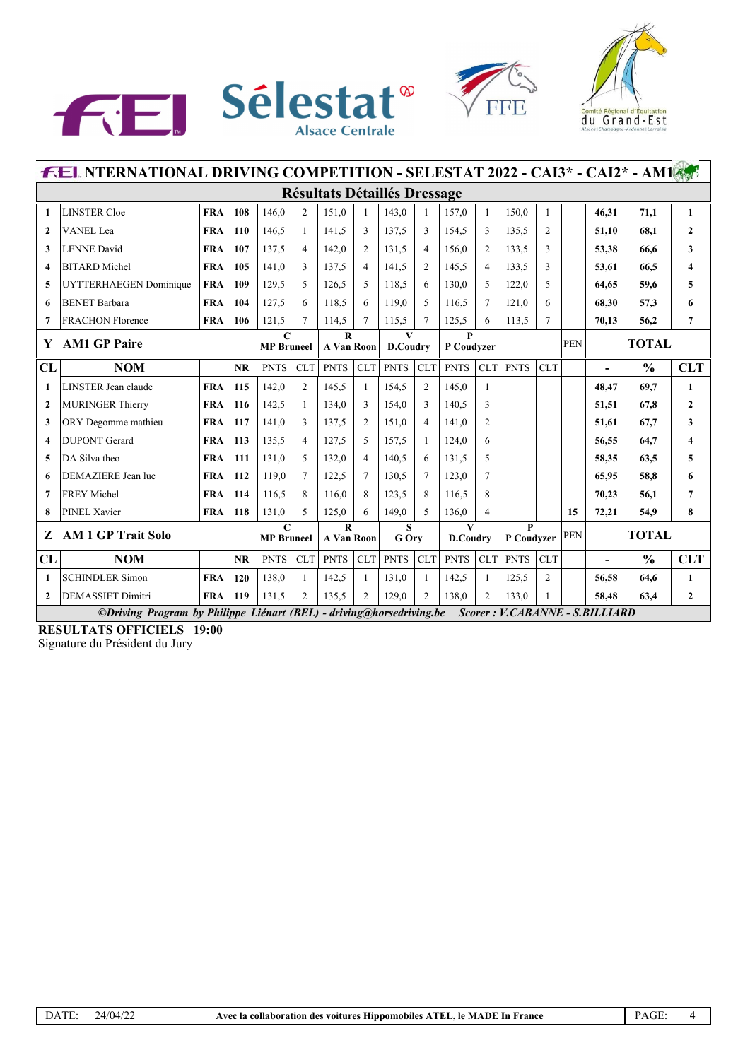# FEI NTERNATIONAL DRIVING COMPETITION - SELESTAT 2022 - CAI3* - CAI2* - AM1

## Résultats Détaillés Dressage

| | | | | | | | | | | | | | | | | | |
|---|---|---|---|---|---|---|---|---|---|---|---|---|---|---|---|---|---|
| 1 | LINSTER Cloe | FRA | 108 | 146,0 | 2 | 151,0 | 1 | 143,0 | 1 | 157,0 | 1 | 150,0 | 1 | | 46,31 | 71,1 | 1 |
| 2 | VANEL Lea | FRA | 110 | 146,5 | 1 | 141,5 | 3 | 137,5 | 3 | 154,5 | 3 | 135,5 | 2 | | 51,10 | 68,1 | 2 |
| 3 | LENNE David | FRA | 107 | 137,5 | 4 | 142,0 | 2 | 131,5 | 4 | 156,0 | 2 | 133,5 | 3 | | 53,38 | 66,6 | 3 |
| 4 | BITARD Michel | FRA | 105 | 141,0 | 3 | 137,5 | 4 | 141,5 | 2 | 145,5 | 4 | 133,5 | 3 | | 53,61 | 66,5 | 4 |
| 5 | UYTTERHAEGEN Dominique | FRA | 109 | 129,5 | 5 | 126,5 | 5 | 118,5 | 6 | 130,0 | 5 | 122,0 | 5 | | 64,65 | 59,6 | 5 |
| 6 | BENET Barbara | FRA | 104 | 127,5 | 6 | 118,5 | 6 | 119,0 | 5 | 116,5 | 7 | 121,0 | 6 | | 68,30 | 57,3 | 6 |
| 7 | FRACHON Florence | FRA | 106 | 121,5 | 7 | 114,5 | 7 | 115,5 | 7 | 125,5 | 6 | 113,5 | 7 | | 70,13 | 56,2 | 7 |

| Y | AM1 GP Paire | | | C MP Bruneel | | R A Van Roon | | V D.Coudry | | P P Coudyzer | | | | PEN | TOTAL | | |
|---|---|---|---|---|---|---|---|---|---|---|---|---|---|---|---|---|---|
| CL | NOM | | NR | PNTS | CLT | PNTS | CLT | PNTS | CLT | PNTS | CLT | PNTS | CLT | | - | % | CLT |
| 1 | LINSTER Jean claude | FRA | 115 | 142,0 | 2 | 145,5 | 1 | 154,5 | 2 | 145,0 | 1 | | | | 48,47 | 69,7 | 1 |
| 2 | MURINGER Thierry | FRA | 116 | 142,5 | 1 | 134,0 | 3 | 154,0 | 3 | 140,5 | 3 | | | | 51,51 | 67,8 | 2 |
| 3 | ORY Degomme mathieu | FRA | 117 | 141,0 | 3 | 137,5 | 2 | 151,0 | 4 | 141,0 | 2 | | | | 51,61 | 67,7 | 3 |
| 4 | DUPONT Gerard | FRA | 113 | 135,5 | 4 | 127,5 | 5 | 157,5 | 1 | 124,0 | 6 | | | | 56,55 | 64,7 | 4 |
| 5 | DA Silva theo | FRA | 111 | 131,0 | 5 | 132,0 | 4 | 140,5 | 6 | 131,5 | 5 | | | | 58,35 | 63,5 | 5 |
| 6 | DEMAZIERE Jean luc | FRA | 112 | 119,0 | 7 | 122,5 | 7 | 130,5 | 7 | 123,0 | 7 | | | | 65,95 | 58,8 | 6 |
| 7 | FREY Michel | FRA | 114 | 116,5 | 8 | 116,0 | 8 | 123,5 | 8 | 116,5 | 8 | | | | 70,23 | 56,1 | 7 |
| 8 | PINEL Xavier | FRA | 118 | 131,0 | 5 | 125,0 | 6 | 149,0 | 5 | 136,0 | 4 | | | 15 | 72,21 | 54,9 | 8 |

| Z | AM 1 GP Trait Solo | | | C MP Bruneel | | R A Van Roon | | S G Ory | | V D.Coudry | | P P Coudyzer | | PEN | TOTAL | | |
|---|---|---|---|---|---|---|---|---|---|---|---|---|---|---|---|---|---|
| CL | NOM | | NR | PNTS | CLT | PNTS | CLT | PNTS | CLT | PNTS | CLT | PNTS | CLT | | - | % | CLT |
| 1 | SCHINDLER Simon | FRA | 120 | 138,0 | 1 | 142,5 | 1 | 131,0 | 1 | 142,5 | 1 | 125,5 | 2 | | 56,58 | 64,6 | 1 |
| 2 | DEMASSIET Dimitri | FRA | 119 | 131,5 | 2 | 135,5 | 2 | 129,0 | 2 | 138,0 | 2 | 133,0 | 1 | | 58,48 | 63,4 | 2 |

*©Driving Program by Philippe Liénart (BEL) - driving@horsedriving.be* *Scorer : V.CABANNE - S.BILLIARD*

**RESULTATS OFFICIELS 19:00**

Signature du Président du Jury

DATE: 24/04/22 | **Avec la collaboration des voitures Hippomobiles ATEL, le MADE In France**